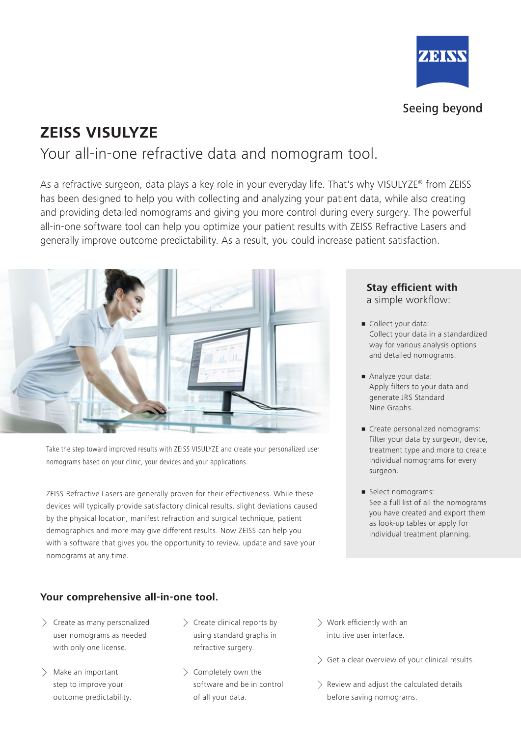ZEISS

Seeing beyond

# ZEISS VISULYZE

## Your all-in-one refractive data and nomogram tool.

As a refractive surgeon, data plays a key role in your everyday life. That's why VISULYZE® from ZEISS has been designed to help you with collecting and analyzing your patient data, while also creating and providing detailed nomograms and giving you more control during every surgery. The powerful all-in-one software tool can help you optimize your patient results with ZEISS Refractive Lasers and generally improve outcome predictability. As a result, you could increase patient satisfaction.

Take the step toward improved results with ZEISS VISULYZE and create your personalized user nomograms based on your clinic, your devices and your applications.

ZEISS Refractive Lasers are generally proven for their effectiveness. While these devices will typically provide satisfactory clinical results, slight deviations caused by the physical location, manifest refraction and surgical technique, patient demographics and more may give different results. Now ZEISS can help you with a software that gives you the opportunity to review, update and save your nomograms at any time.

### Stay efficient with a simple workflow:

- Collect your data: Collect your data in a standardized way for various analysis options and detailed nomograms.
- Analyze your data: Apply filters to your data and generate JRS Standard Nine Graphs.
- Create personalized nomograms: Filter your data by surgeon, device, treatment type and more to create individual nomograms for every surgeon.
- Select nomograms: See a full list of all the nomograms you have created and export them as look-up tables or apply for individual treatment planning.

### Your comprehensive all-in-one tool.

- Create as many personalized user nomograms as needed with only one license.
- Make an important step to improve your outcome predictability.
- Create clinical reports by using standard graphs in refractive surgery.
- Completely own the software and be in control of all your data.
- Work efficiently with an intuitive user interface.
- Get a clear overview of your clinical results.
- Review and adjust the calculated details before saving nomograms.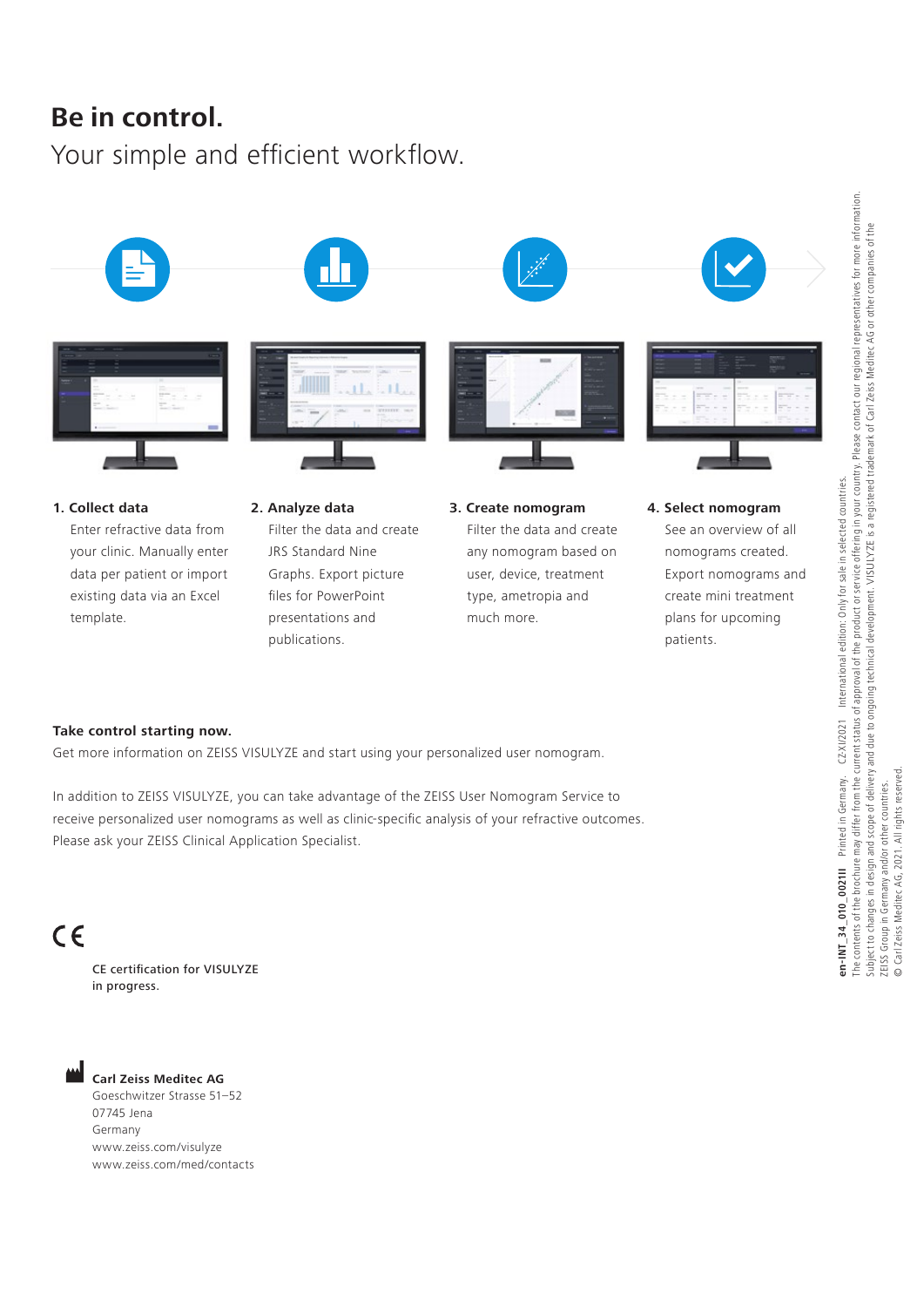# Be in control.

Your simple and efficient workflow.

**1. Collect data**

Enter refractive data from your clinic. Manually enter data per patient or import existing data via an Excel template.

**2. Analyze data**

Filter the data and create JRS Standard Nine Graphs. Export picture files for PowerPoint presentations and publications.

**3. Create nomogram**

Filter the data and create any nomogram based on user, device, treatment type, ametropia and much more.

**4. Select nomogram**

See an overview of all nomograms created. Export nomograms and create mini treatment plans for upcoming patients.

**Take control starting now.**

Get more information on ZEISS VISULYZE and start using your personalized user nomogram.

In addition to ZEISS VISULYZE, you can take advantage of the ZEISS User Nomogram Service to receive personalized user nomograms as well as clinic-specific analysis of your refractive outcomes. Please ask your ZEISS Clinical Application Specialist.

CE

CE certification for VISULYZE in progress.

**Carl Zeiss Meditec AG**
Goeschwitzer Strasse 51–52
07745 Jena
Germany
www.zeiss.com/visulyze
www.zeiss.com/med/contacts

**en-INT_34_010_0021II** Printed in Germany. CZ-X/2021 International edition: Only for sale in selected countries.
The contents of the brochure may differ from the current status of approval of the product or service offering in your country. Please contact our regional representatives for more information.
Subject to changes in design and scope of delivery and due to ongoing technical development. VISULYZE is a registered trademark of Carl Zeiss Meditec AG or other companies of the ZEISS Group in Germany and/or other countries.
© Carl Zeiss Meditec AG, 2021. All rights reserved.